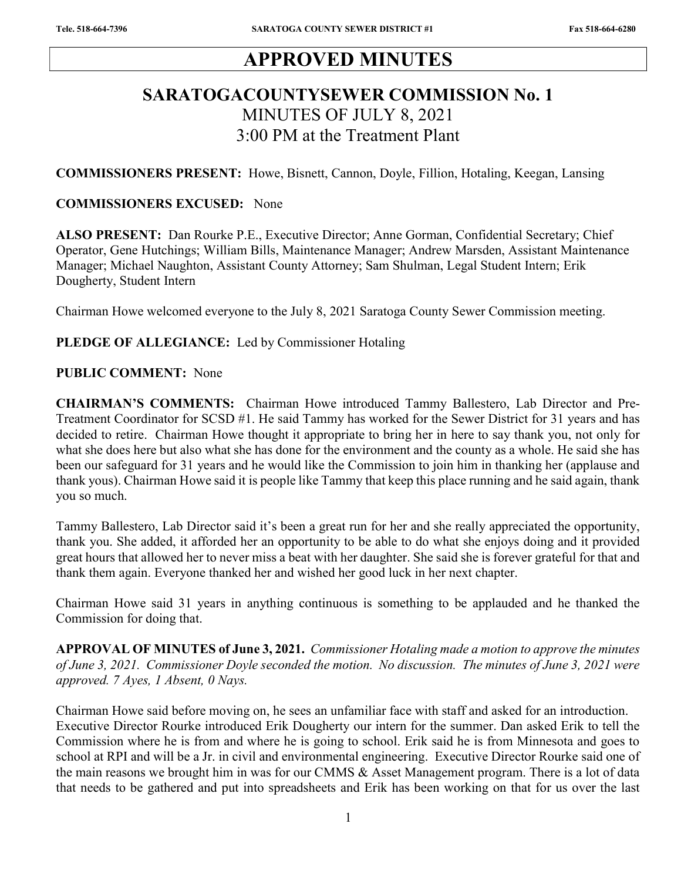# APPROVED MINUTES

## SARATOGACOUNTYSEWER COMMISSION No. 1

MINUTES OF JULY 8, 2021

3:00 PM at the Treatment Plant

**COMMISSIONERS PRESENT:** Howe, Bisnett, Cannon, Doyle, Fillion, Hotaling, Keegan, Lansing

**COMMISSIONERS EXCUSED:** None

**ALSO PRESENT:** Dan Rourke P.E., Executive Director; Anne Gorman, Confidential Secretary; Chief Operator, Gene Hutchings; William Bills, Maintenance Manager; Andrew Marsden, Assistant Maintenance Manager; Michael Naughton, Assistant County Attorney; Sam Shulman, Legal Student Intern; Erik Dougherty, Student Intern

Chairman Howe welcomed everyone to the July 8, 2021 Saratoga County Sewer Commission meeting.

**PLEDGE OF ALLEGIANCE:** Led by Commissioner Hotaling

**PUBLIC COMMENT:** None

**CHAIRMAN'S COMMENTS:** Chairman Howe introduced Tammy Ballestero, Lab Director and Pre-Treatment Coordinator for SCSD #1. He said Tammy has worked for the Sewer District for 31 years and has decided to retire. Chairman Howe thought it appropriate to bring her in here to say thank you, not only for what she does here but also what she has done for the environment and the county as a whole. He said she has been our safeguard for 31 years and he would like the Commission to join him in thanking her (applause and thank yous). Chairman Howe said it is people like Tammy that keep this place running and he said again, thank you so much.

Tammy Ballestero, Lab Director said it's been a great run for her and she really appreciated the opportunity, thank you. She added, it afforded her an opportunity to be able to do what she enjoys doing and it provided great hours that allowed her to never miss a beat with her daughter. She said she is forever grateful for that and thank them again. Everyone thanked her and wished her good luck in her next chapter.

Chairman Howe said 31 years in anything continuous is something to be applauded and he thanked the Commission for doing that.

**APPROVAL OF MINUTES of June 3, 2021.** *Commissioner Hotaling made a motion to approve the minutes of June 3, 2021. Commissioner Doyle seconded the motion. No discussion. The minutes of June 3, 2021 were approved. 7 Ayes, 1 Absent, 0 Nays.*

Chairman Howe said before moving on, he sees an unfamiliar face with staff and asked for an introduction. Executive Director Rourke introduced Erik Dougherty our intern for the summer. Dan asked Erik to tell the Commission where he is from and where he is going to school. Erik said he is from Minnesota and goes to school at RPI and will be a Jr. in civil and environmental engineering. Executive Director Rourke said one of the main reasons we brought him in was for our CMMS & Asset Management program. There is a lot of data that needs to be gathered and put into spreadsheets and Erik has been working on that for us over the last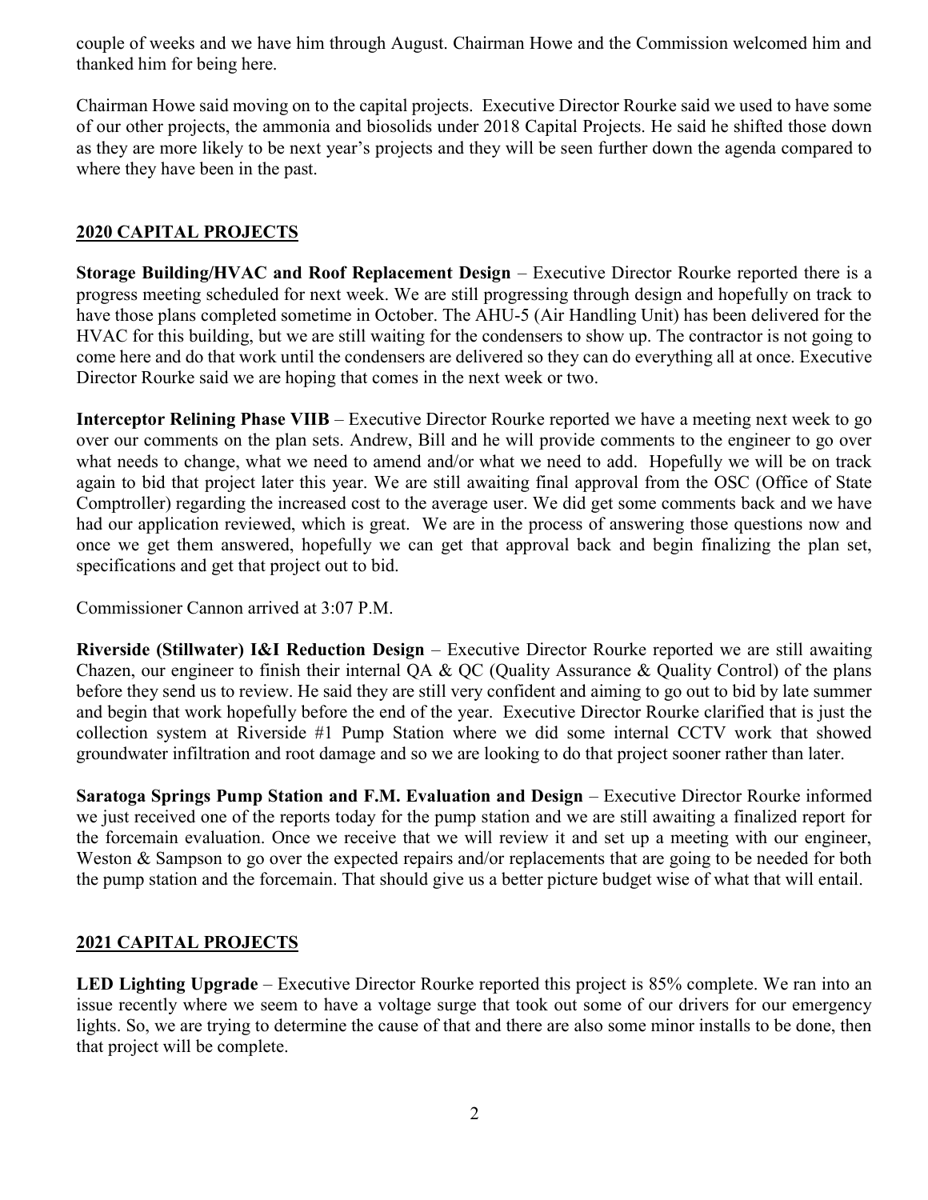couple of weeks and we have him through August. Chairman Howe and the Commission welcomed him and thanked him for being here.

Chairman Howe said moving on to the capital projects. Executive Director Rourke said we used to have some of our other projects, the ammonia and biosolids under 2018 Capital Projects. He said he shifted those down as they are more likely to be next year's projects and they will be seen further down the agenda compared to where they have been in the past.

## 2020 CAPITAL PROJECTS

**Storage Building/HVAC and Roof Replacement Design** – Executive Director Rourke reported there is a progress meeting scheduled for next week. We are still progressing through design and hopefully on track to have those plans completed sometime in October. The AHU-5 (Air Handling Unit) has been delivered for the HVAC for this building, but we are still waiting for the condensers to show up. The contractor is not going to come here and do that work until the condensers are delivered so they can do everything all at once. Executive Director Rourke said we are hoping that comes in the next week or two.

**Interceptor Relining Phase VIIB** – Executive Director Rourke reported we have a meeting next week to go over our comments on the plan sets. Andrew, Bill and he will provide comments to the engineer to go over what needs to change, what we need to amend and/or what we need to add. Hopefully we will be on track again to bid that project later this year. We are still awaiting final approval from the OSC (Office of State Comptroller) regarding the increased cost to the average user. We did get some comments back and we have had our application reviewed, which is great. We are in the process of answering those questions now and once we get them answered, hopefully we can get that approval back and begin finalizing the plan set, specifications and get that project out to bid.

Commissioner Cannon arrived at 3:07 P.M.

**Riverside (Stillwater) I&I Reduction Design** – Executive Director Rourke reported we are still awaiting Chazen, our engineer to finish their internal QA & QC (Quality Assurance & Quality Control) of the plans before they send us to review. He said they are still very confident and aiming to go out to bid by late summer and begin that work hopefully before the end of the year. Executive Director Rourke clarified that is just the collection system at Riverside #1 Pump Station where we did some internal CCTV work that showed groundwater infiltration and root damage and so we are looking to do that project sooner rather than later.

**Saratoga Springs Pump Station and F.M. Evaluation and Design** – Executive Director Rourke informed we just received one of the reports today for the pump station and we are still awaiting a finalized report for the forcemain evaluation. Once we receive that we will review it and set up a meeting with our engineer, Weston & Sampson to go over the expected repairs and/or replacements that are going to be needed for both the pump station and the forcemain. That should give us a better picture budget wise of what that will entail.

## 2021 CAPITAL PROJECTS

**LED Lighting Upgrade** – Executive Director Rourke reported this project is 85% complete. We ran into an issue recently where we seem to have a voltage surge that took out some of our drivers for our emergency lights. So, we are trying to determine the cause of that and there are also some minor installs to be done, then that project will be complete.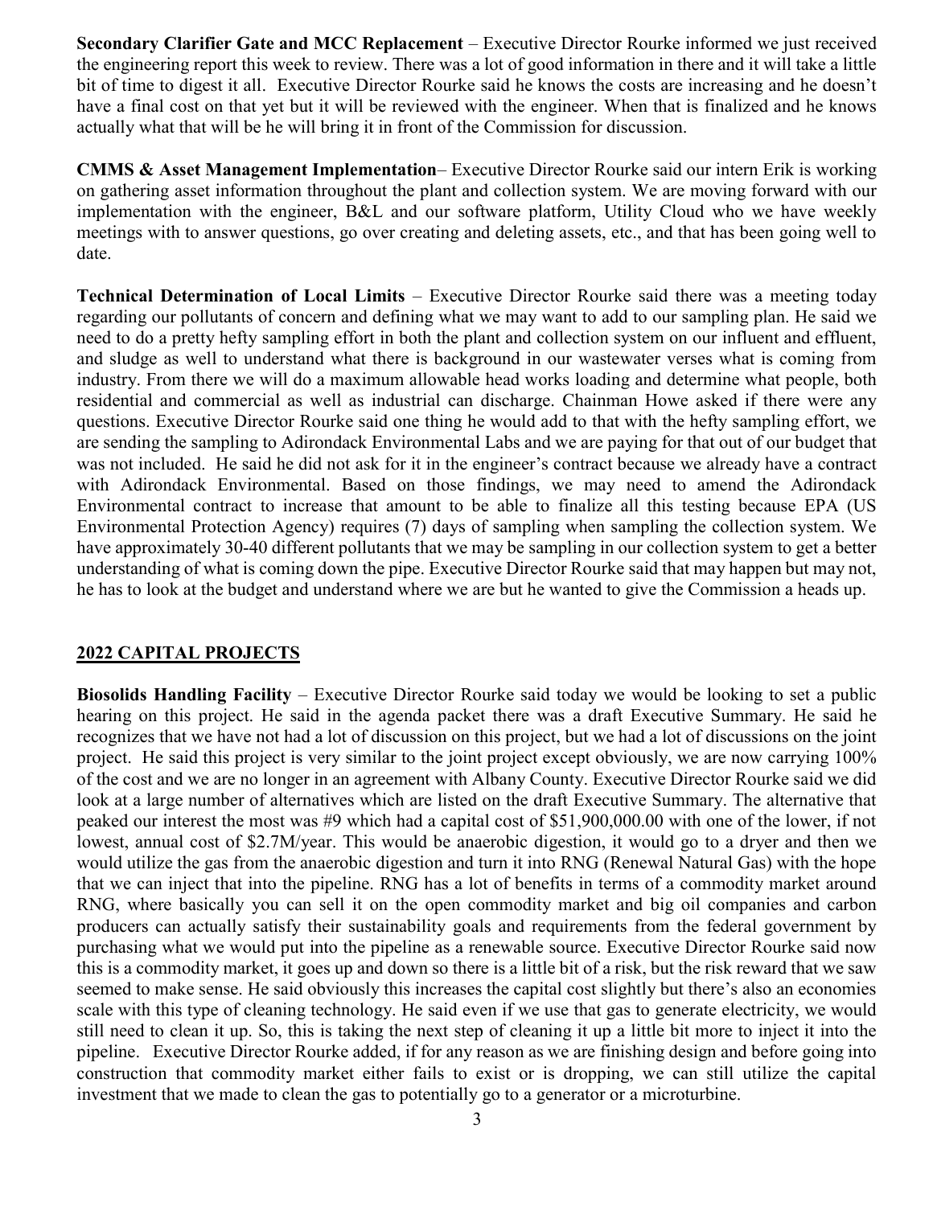**Secondary Clarifier Gate and MCC Replacement** – Executive Director Rourke informed we just received the engineering report this week to review. There was a lot of good information in there and it will take a little bit of time to digest it all. Executive Director Rourke said he knows the costs are increasing and he doesn't have a final cost on that yet but it will be reviewed with the engineer. When that is finalized and he knows actually what that will be he will bring it in front of the Commission for discussion.

**CMMS & Asset Management Implementation**– Executive Director Rourke said our intern Erik is working on gathering asset information throughout the plant and collection system. We are moving forward with our implementation with the engineer, B&L and our software platform, Utility Cloud who we have weekly meetings with to answer questions, go over creating and deleting assets, etc., and that has been going well to date.

**Technical Determination of Local Limits** – Executive Director Rourke said there was a meeting today regarding our pollutants of concern and defining what we may want to add to our sampling plan. He said we need to do a pretty hefty sampling effort in both the plant and collection system on our influent and effluent, and sludge as well to understand what there is background in our wastewater verses what is coming from industry. From there we will do a maximum allowable head works loading and determine what people, both residential and commercial as well as industrial can discharge. Chainman Howe asked if there were any questions. Executive Director Rourke said one thing he would add to that with the hefty sampling effort, we are sending the sampling to Adirondack Environmental Labs and we are paying for that out of our budget that was not included. He said he did not ask for it in the engineer's contract because we already have a contract with Adirondack Environmental. Based on those findings, we may need to amend the Adirondack Environmental contract to increase that amount to be able to finalize all this testing because EPA (US Environmental Protection Agency) requires (7) days of sampling when sampling the collection system. We have approximately 30-40 different pollutants that we may be sampling in our collection system to get a better understanding of what is coming down the pipe. Executive Director Rourke said that may happen but may not, he has to look at the budget and understand where we are but he wanted to give the Commission a heads up.

## 2022 CAPITAL PROJECTS

**Biosolids Handling Facility** – Executive Director Rourke said today we would be looking to set a public hearing on this project. He said in the agenda packet there was a draft Executive Summary. He said he recognizes that we have not had a lot of discussion on this project, but we had a lot of discussions on the joint project. He said this project is very similar to the joint project except obviously, we are now carrying 100% of the cost and we are no longer in an agreement with Albany County. Executive Director Rourke said we did look at a large number of alternatives which are listed on the draft Executive Summary. The alternative that peaked our interest the most was #9 which had a capital cost of $51,900,000.00 with one of the lower, if not lowest, annual cost of $2.7M/year. This would be anaerobic digestion, it would go to a dryer and then we would utilize the gas from the anaerobic digestion and turn it into RNG (Renewal Natural Gas) with the hope that we can inject that into the pipeline. RNG has a lot of benefits in terms of a commodity market around RNG, where basically you can sell it on the open commodity market and big oil companies and carbon producers can actually satisfy their sustainability goals and requirements from the federal government by purchasing what we would put into the pipeline as a renewable source. Executive Director Rourke said now this is a commodity market, it goes up and down so there is a little bit of a risk, but the risk reward that we saw seemed to make sense. He said obviously this increases the capital cost slightly but there's also an economies scale with this type of cleaning technology. He said even if we use that gas to generate electricity, we would still need to clean it up. So, this is taking the next step of cleaning it up a little bit more to inject it into the pipeline. Executive Director Rourke added, if for any reason as we are finishing design and before going into construction that commodity market either fails to exist or is dropping, we can still utilize the capital investment that we made to clean the gas to potentially go to a generator or a microturbine.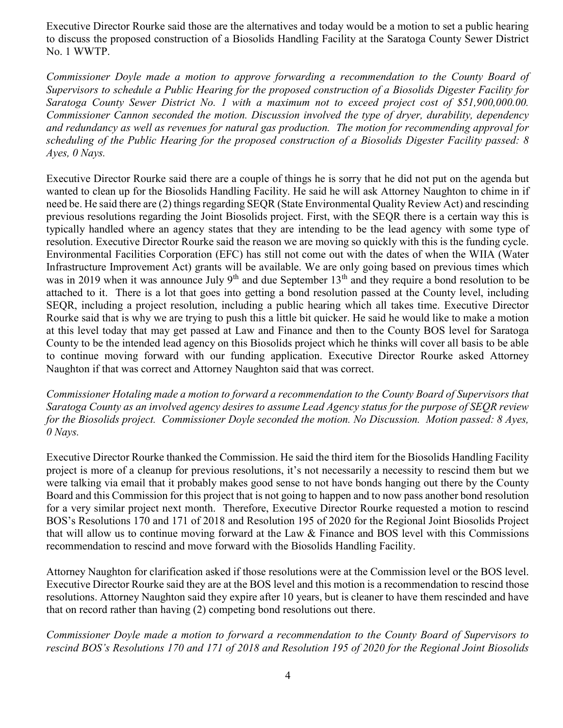Executive Director Rourke said those are the alternatives and today would be a motion to set a public hearing to discuss the proposed construction of a Biosolids Handling Facility at the Saratoga County Sewer District No. 1 WWTP.

*Commissioner Doyle made a motion to approve forwarding a recommendation to the County Board of Supervisors to schedule a Public Hearing for the proposed construction of a Biosolids Digester Facility for Saratoga County Sewer District No. 1 with a maximum not to exceed project cost of $51,900,000.00. Commissioner Cannon seconded the motion. Discussion involved the type of dryer, durability, dependency and redundancy as well as revenues for natural gas production. The motion for recommending approval for scheduling of the Public Hearing for the proposed construction of a Biosolids Digester Facility passed: 8 Ayes, 0 Nays.*

Executive Director Rourke said there are a couple of things he is sorry that he did not put on the agenda but wanted to clean up for the Biosolids Handling Facility. He said he will ask Attorney Naughton to chime in if need be. He said there are (2) things regarding SEQR (State Environmental Quality Review Act) and rescinding previous resolutions regarding the Joint Biosolids project. First, with the SEQR there is a certain way this is typically handled where an agency states that they are intending to be the lead agency with some type of resolution. Executive Director Rourke said the reason we are moving so quickly with this is the funding cycle. Environmental Facilities Corporation (EFC) has still not come out with the dates of when the WIIA (Water Infrastructure Improvement Act) grants will be available. We are only going based on previous times which was in 2019 when it was announce July 9th and due September 13th and they require a bond resolution to be attached to it. There is a lot that goes into getting a bond resolution passed at the County level, including SEQR, including a project resolution, including a public hearing which all takes time. Executive Director Rourke said that is why we are trying to push this a little bit quicker. He said he would like to make a motion at this level today that may get passed at Law and Finance and then to the County BOS level for Saratoga County to be the intended lead agency on this Biosolids project which he thinks will cover all basis to be able to continue moving forward with our funding application. Executive Director Rourke asked Attorney Naughton if that was correct and Attorney Naughton said that was correct.

*Commissioner Hotaling made a motion to forward a recommendation to the County Board of Supervisors that Saratoga County as an involved agency desires to assume Lead Agency status for the purpose of SEQR review for the Biosolids project. Commissioner Doyle seconded the motion. No Discussion. Motion passed: 8 Ayes, 0 Nays.*

Executive Director Rourke thanked the Commission. He said the third item for the Biosolids Handling Facility project is more of a cleanup for previous resolutions, it's not necessarily a necessity to rescind them but we were talking via email that it probably makes good sense to not have bonds hanging out there by the County Board and this Commission for this project that is not going to happen and to now pass another bond resolution for a very similar project next month. Therefore, Executive Director Rourke requested a motion to rescind BOS's Resolutions 170 and 171 of 2018 and Resolution 195 of 2020 for the Regional Joint Biosolids Project that will allow us to continue moving forward at the Law & Finance and BOS level with this Commissions recommendation to rescind and move forward with the Biosolids Handling Facility.

Attorney Naughton for clarification asked if those resolutions were at the Commission level or the BOS level. Executive Director Rourke said they are at the BOS level and this motion is a recommendation to rescind those resolutions. Attorney Naughton said they expire after 10 years, but is cleaner to have them rescinded and have that on record rather than having (2) competing bond resolutions out there.

*Commissioner Doyle made a motion to forward a recommendation to the County Board of Supervisors to rescind BOS's Resolutions 170 and 171 of 2018 and Resolution 195 of 2020 for the Regional Joint Biosolids*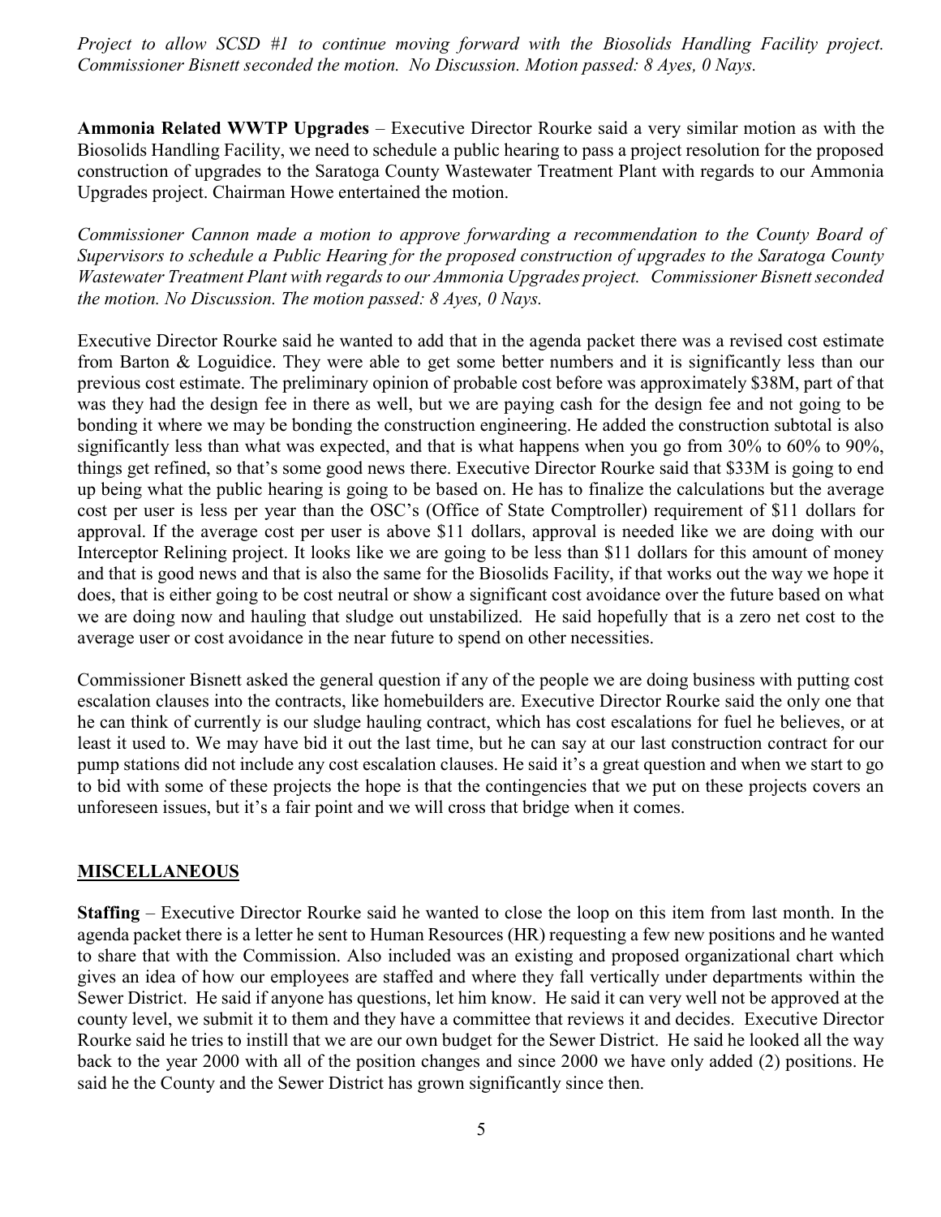*Project to allow SCSD #1 to continue moving forward with the Biosolids Handling Facility project. Commissioner Bisnett seconded the motion. No Discussion. Motion passed: 8 Ayes, 0 Nays.*

**Ammonia Related WWTP Upgrades** – Executive Director Rourke said a very similar motion as with the Biosolids Handling Facility, we need to schedule a public hearing to pass a project resolution for the proposed construction of upgrades to the Saratoga County Wastewater Treatment Plant with regards to our Ammonia Upgrades project. Chairman Howe entertained the motion.

*Commissioner Cannon made a motion to approve forwarding a recommendation to the County Board of Supervisors to schedule a Public Hearing for the proposed construction of upgrades to the Saratoga County Wastewater Treatment Plant with regards to our Ammonia Upgrades project. Commissioner Bisnett seconded the motion. No Discussion. The motion passed: 8 Ayes, 0 Nays.*

Executive Director Rourke said he wanted to add that in the agenda packet there was a revised cost estimate from Barton & Loguidice. They were able to get some better numbers and it is significantly less than our previous cost estimate. The preliminary opinion of probable cost before was approximately $38M, part of that was they had the design fee in there as well, but we are paying cash for the design fee and not going to be bonding it where we may be bonding the construction engineering. He added the construction subtotal is also significantly less than what was expected, and that is what happens when you go from 30% to 60% to 90%, things get refined, so that's some good news there. Executive Director Rourke said that $33M is going to end up being what the public hearing is going to be based on. He has to finalize the calculations but the average cost per user is less per year than the OSC's (Office of State Comptroller) requirement of $11 dollars for approval. If the average cost per user is above $11 dollars, approval is needed like we are doing with our Interceptor Relining project. It looks like we are going to be less than $11 dollars for this amount of money and that is good news and that is also the same for the Biosolids Facility, if that works out the way we hope it does, that is either going to be cost neutral or show a significant cost avoidance over the future based on what we are doing now and hauling that sludge out unstabilized. He said hopefully that is a zero net cost to the average user or cost avoidance in the near future to spend on other necessities.

Commissioner Bisnett asked the general question if any of the people we are doing business with putting cost escalation clauses into the contracts, like homebuilders are. Executive Director Rourke said the only one that he can think of currently is our sludge hauling contract, which has cost escalations for fuel he believes, or at least it used to. We may have bid it out the last time, but he can say at our last construction contract for our pump stations did not include any cost escalation clauses. He said it's a great question and when we start to go to bid with some of these projects the hope is that the contingencies that we put on these projects covers an unforeseen issues, but it's a fair point and we will cross that bridge when it comes.

## MISCELLANEOUS

**Staffing** – Executive Director Rourke said he wanted to close the loop on this item from last month. In the agenda packet there is a letter he sent to Human Resources (HR) requesting a few new positions and he wanted to share that with the Commission. Also included was an existing and proposed organizational chart which gives an idea of how our employees are staffed and where they fall vertically under departments within the Sewer District. He said if anyone has questions, let him know. He said it can very well not be approved at the county level, we submit it to them and they have a committee that reviews it and decides. Executive Director Rourke said he tries to instill that we are our own budget for the Sewer District. He said he looked all the way back to the year 2000 with all of the position changes and since 2000 we have only added (2) positions. He said he the County and the Sewer District has grown significantly since then.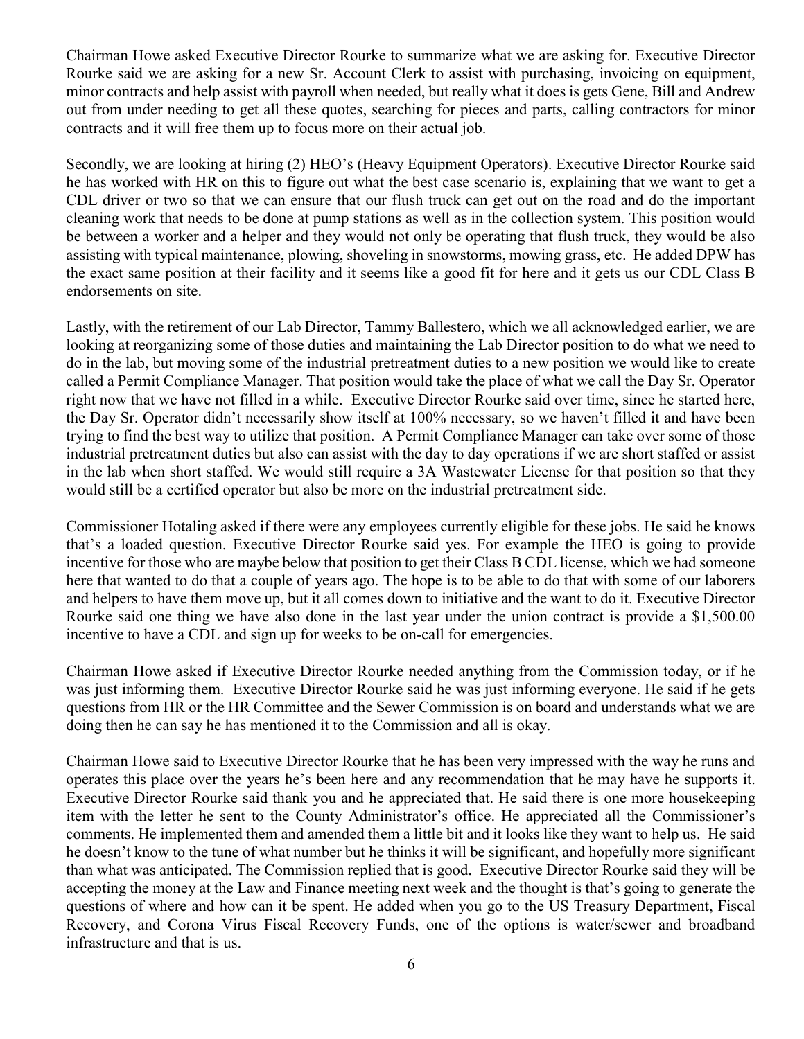Chairman Howe asked Executive Director Rourke to summarize what we are asking for. Executive Director Rourke said we are asking for a new Sr. Account Clerk to assist with purchasing, invoicing on equipment, minor contracts and help assist with payroll when needed, but really what it does is gets Gene, Bill and Andrew out from under needing to get all these quotes, searching for pieces and parts, calling contractors for minor contracts and it will free them up to focus more on their actual job.

Secondly, we are looking at hiring (2) HEO's (Heavy Equipment Operators). Executive Director Rourke said he has worked with HR on this to figure out what the best case scenario is, explaining that we want to get a CDL driver or two so that we can ensure that our flush truck can get out on the road and do the important cleaning work that needs to be done at pump stations as well as in the collection system. This position would be between a worker and a helper and they would not only be operating that flush truck, they would be also assisting with typical maintenance, plowing, shoveling in snowstorms, mowing grass, etc. He added DPW has the exact same position at their facility and it seems like a good fit for here and it gets us our CDL Class B endorsements on site.

Lastly, with the retirement of our Lab Director, Tammy Ballestero, which we all acknowledged earlier, we are looking at reorganizing some of those duties and maintaining the Lab Director position to do what we need to do in the lab, but moving some of the industrial pretreatment duties to a new position we would like to create called a Permit Compliance Manager. That position would take the place of what we call the Day Sr. Operator right now that we have not filled in a while. Executive Director Rourke said over time, since he started here, the Day Sr. Operator didn't necessarily show itself at 100% necessary, so we haven't filled it and have been trying to find the best way to utilize that position. A Permit Compliance Manager can take over some of those industrial pretreatment duties but also can assist with the day to day operations if we are short staffed or assist in the lab when short staffed. We would still require a 3A Wastewater License for that position so that they would still be a certified operator but also be more on the industrial pretreatment side.

Commissioner Hotaling asked if there were any employees currently eligible for these jobs. He said he knows that's a loaded question. Executive Director Rourke said yes. For example the HEO is going to provide incentive for those who are maybe below that position to get their Class B CDL license, which we had someone here that wanted to do that a couple of years ago. The hope is to be able to do that with some of our laborers and helpers to have them move up, but it all comes down to initiative and the want to do it. Executive Director Rourke said one thing we have also done in the last year under the union contract is provide a $1,500.00 incentive to have a CDL and sign up for weeks to be on-call for emergencies.

Chairman Howe asked if Executive Director Rourke needed anything from the Commission today, or if he was just informing them. Executive Director Rourke said he was just informing everyone. He said if he gets questions from HR or the HR Committee and the Sewer Commission is on board and understands what we are doing then he can say he has mentioned it to the Commission and all is okay.

Chairman Howe said to Executive Director Rourke that he has been very impressed with the way he runs and operates this place over the years he's been here and any recommendation that he may have he supports it. Executive Director Rourke said thank you and he appreciated that. He said there is one more housekeeping item with the letter he sent to the County Administrator's office. He appreciated all the Commissioner's comments. He implemented them and amended them a little bit and it looks like they want to help us. He said he doesn't know to the tune of what number but he thinks it will be significant, and hopefully more significant than what was anticipated. The Commission replied that is good. Executive Director Rourke said they will be accepting the money at the Law and Finance meeting next week and the thought is that's going to generate the questions of where and how can it be spent. He added when you go to the US Treasury Department, Fiscal Recovery, and Corona Virus Fiscal Recovery Funds, one of the options is water/sewer and broadband infrastructure and that is us.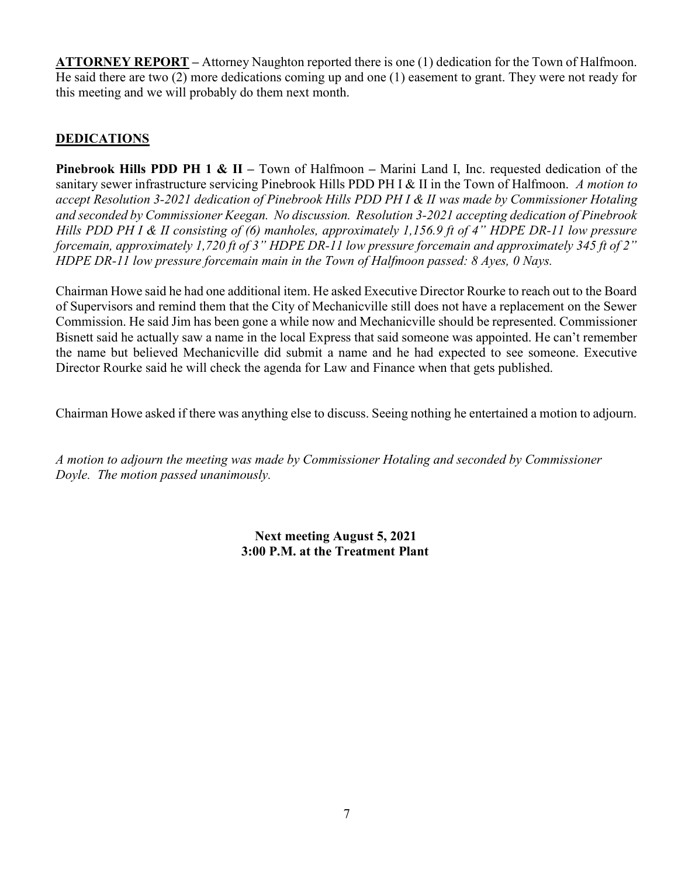**ATTORNEY REPORT** – Attorney Naughton reported there is one (1) dedication for the Town of Halfmoon. He said there are two (2) more dedications coming up and one (1) easement to grant. They were not ready for this meeting and we will probably do them next month.

**DEDICATIONS**

**Pinebrook Hills PDD PH 1 & II –** Town of Halfmoon **–** Marini Land I, Inc. requested dedication of the sanitary sewer infrastructure servicing Pinebrook Hills PDD PH I & II in the Town of Halfmoon. *A motion to accept Resolution 3-2021 dedication of Pinebrook Hills PDD PH I & II was made by Commissioner Hotaling and seconded by Commissioner Keegan. No discussion. Resolution 3-2021 accepting dedication of Pinebrook Hills PDD PH I & II consisting of (6) manholes, approximately 1,156.9 ft of 4" HDPE DR-11 low pressure forcemain, approximately 1,720 ft of 3" HDPE DR-11 low pressure forcemain and approximately 345 ft of 2" HDPE DR-11 low pressure forcemain main in the Town of Halfmoon passed: 8 Ayes, 0 Nays.*

Chairman Howe said he had one additional item. He asked Executive Director Rourke to reach out to the Board of Supervisors and remind them that the City of Mechanicville still does not have a replacement on the Sewer Commission. He said Jim has been gone a while now and Mechanicville should be represented. Commissioner Bisnett said he actually saw a name in the local Express that said someone was appointed. He can't remember the name but believed Mechanicville did submit a name and he had expected to see someone. Executive Director Rourke said he will check the agenda for Law and Finance when that gets published.

Chairman Howe asked if there was anything else to discuss. Seeing nothing he entertained a motion to adjourn.

*A motion to adjourn the meeting was made by Commissioner Hotaling and seconded by Commissioner Doyle. The motion passed unanimously.*

**Next meeting August 5, 2021**
**3:00 P.M. at the Treatment Plant**